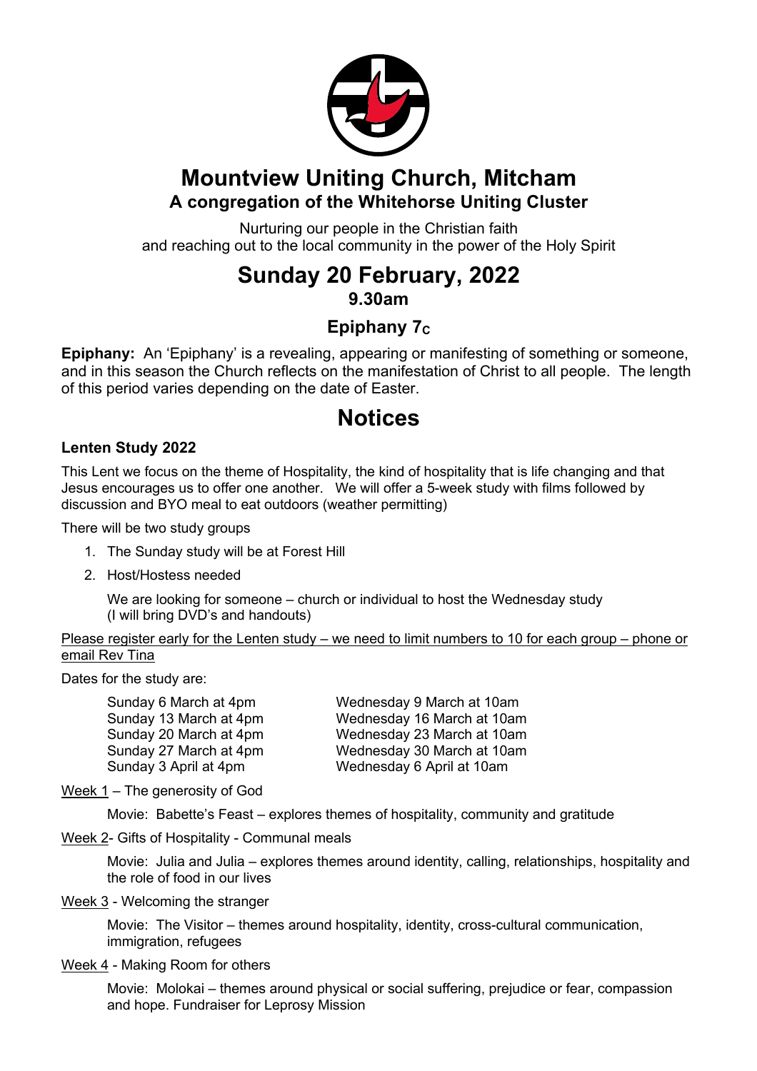# Mountview Uniting Church, Mitcham

## A congregation of the Whitehorse Uniting Cluster

Nurturing our people in the Christian faith
and reaching out to the local community in the power of the Holy Spirit

# Sunday 20 February, 2022

### 9.30am

### Epiphany $7_C$

**Epiphany:** An 'Epiphany' is a revealing, appearing or manifesting of something or someone, and in this season the Church reflects on the manifestation of Christ to all people. The length of this period varies depending on the date of Easter.

# Notices

### Lenten Study 2022

This Lent we focus on the theme of Hospitality, the kind of hospitality that is life changing and that Jesus encourages us to offer one another. We will offer a 5-week study with films followed by discussion and BYO meal to eat outdoors (weather permitting)

There will be two study groups

1. The Sunday study will be at Forest Hill
2. Host/Hostess needed

   We are looking for someone – church or individual to host the Wednesday study (I will bring DVD's and handouts)

Please register early for the Lenten study – we need to limit numbers to 10 for each group – phone or email Rev Tina

Dates for the study are:

| | |
|---|---|
| Sunday 6 March at 4pm | Wednesday 9 March at 10am |
| Sunday 13 March at 4pm | Wednesday 16 March at 10am |
| Sunday 20 March at 4pm | Wednesday 23 March at 10am |
| Sunday 27 March at 4pm | Wednesday 30 March at 10am |
| Sunday 3 April at 4pm | Wednesday 6 April at 10am |

Week 1 – The generosity of God

Movie: Babette's Feast – explores themes of hospitality, community and gratitude

Week 2- Gifts of Hospitality - Communal meals

Movie: Julia and Julia – explores themes around identity, calling, relationships, hospitality and the role of food in our lives

Week 3 - Welcoming the stranger

Movie: The Visitor – themes around hospitality, identity, cross-cultural communication, immigration, refugees

Week 4 - Making Room for others

Movie: Molokai – themes around physical or social suffering, prejudice or fear, compassion and hope. Fundraiser for Leprosy Mission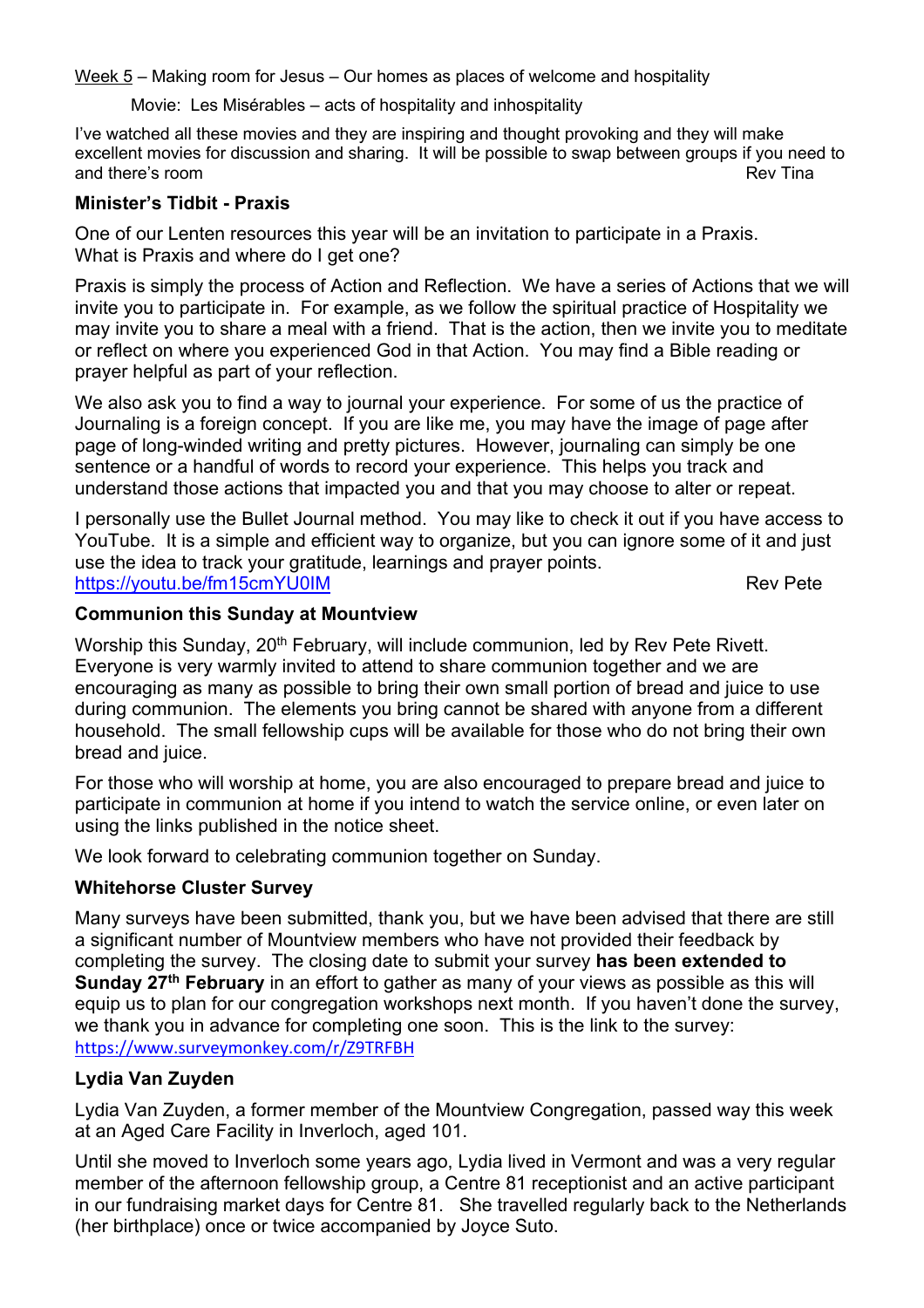Week 5 – Making room for Jesus – Our homes as places of welcome and hospitality

Movie: Les Misérables – acts of hospitality and inhospitality

I've watched all these movies and they are inspiring and thought provoking and they will make excellent movies for discussion and sharing. It will be possible to swap between groups if you need to and there's room

Rev Tina

**Minister's Tidbit - Praxis**

One of our Lenten resources this year will be an invitation to participate in a Praxis.
What is Praxis and where do I get one?

Praxis is simply the process of Action and Reflection. We have a series of Actions that we will invite you to participate in. For example, as we follow the spiritual practice of Hospitality we may invite you to share a meal with a friend. That is the action, then we invite you to meditate or reflect on where you experienced God in that Action. You may find a Bible reading or prayer helpful as part of your reflection.

We also ask you to find a way to journal your experience. For some of us the practice of Journaling is a foreign concept. If you are like me, you may have the image of page after page of long-winded writing and pretty pictures. However, journaling can simply be one sentence or a handful of words to record your experience. This helps you track and understand those actions that impacted you and that you may choose to alter or repeat.

I personally use the Bullet Journal method. You may like to check it out if you have access to YouTube. It is a simple and efficient way to organize, but you can ignore some of it and just use the idea to track your gratitude, learnings and prayer points.
https://youtu.be/fm15cmYU0IM

Rev Pete

**Communion this Sunday at Mountview**

Worship this Sunday, 20th February, will include communion, led by Rev Pete Rivett. Everyone is very warmly invited to attend to share communion together and we are encouraging as many as possible to bring their own small portion of bread and juice to use during communion. The elements you bring cannot be shared with anyone from a different household. The small fellowship cups will be available for those who do not bring their own bread and juice.

For those who will worship at home, you are also encouraged to prepare bread and juice to participate in communion at home if you intend to watch the service online, or even later on using the links published in the notice sheet.

We look forward to celebrating communion together on Sunday.

**Whitehorse Cluster Survey**

Many surveys have been submitted, thank you, but we have been advised that there are still a significant number of Mountview members who have not provided their feedback by completing the survey. The closing date to submit your survey **has been extended to Sunday 27th February** in an effort to gather as many of your views as possible as this will equip us to plan for our congregation workshops next month. If you haven't done the survey, we thank you in advance for completing one soon. This is the link to the survey:
https://www.surveymonkey.com/r/Z9TRFBH

**Lydia Van Zuyden**

Lydia Van Zuyden, a former member of the Mountview Congregation, passed way this week at an Aged Care Facility in Inverloch, aged 101.

Until she moved to Inverloch some years ago, Lydia lived in Vermont and was a very regular member of the afternoon fellowship group, a Centre 81 receptionist and an active participant in our fundraising market days for Centre 81. She travelled regularly back to the Netherlands (her birthplace) once or twice accompanied by Joyce Suto.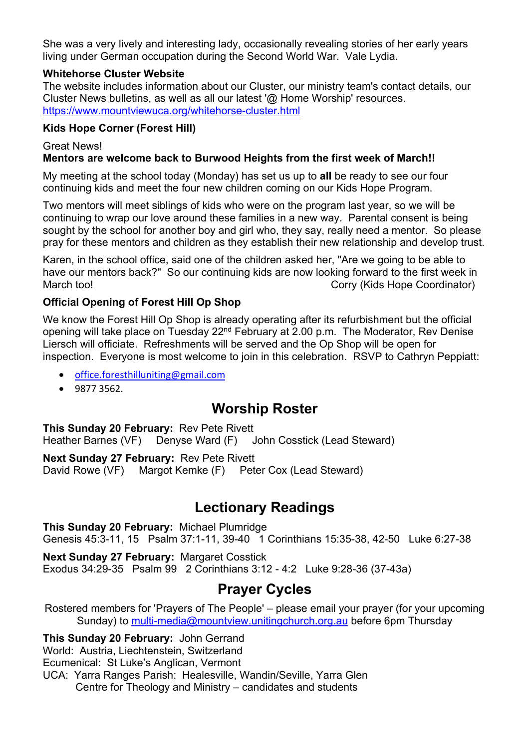She was a very lively and interesting lady, occasionally revealing stories of her early years living under German occupation during the Second World War. Vale Lydia.

**Whitehorse Cluster Website**

The website includes information about our Cluster, our ministry team's contact details, our Cluster News bulletins, as well as all our latest '@ Home Worship' resources.
https://www.mountviewuca.org/whitehorse-cluster.html

**Kids Hope Corner (Forest Hill)**

Great News!

**Mentors are welcome back to Burwood Heights from the first week of March!!**

My meeting at the school today (Monday) has set us up to **all** be ready to see our four continuing kids and meet the four new children coming on our Kids Hope Program.

Two mentors will meet siblings of kids who were on the program last year, so we will be continuing to wrap our love around these families in a new way. Parental consent is being sought by the school for another boy and girl who, they say, really need a mentor. So please pray for these mentors and children as they establish their new relationship and develop trust.

Karen, in the school office, said one of the children asked her, "Are we going to be able to have our mentors back?" So our continuing kids are now looking forward to the first week in March too! Corry (Kids Hope Coordinator)

**Official Opening of Forest Hill Op Shop**

We know the Forest Hill Op Shop is already operating after its refurbishment but the official opening will take place on Tuesday 22nd February at 2.00 p.m. The Moderator, Rev Denise Liersch will officiate. Refreshments will be served and the Op Shop will be open for inspection. Everyone is most welcome to join in this celebration. RSVP to Cathryn Peppiatt:

- office.foresthilluniting@gmail.com
- 9877 3562.

## Worship Roster

**This Sunday 20 February:** Rev Pete Rivett
Heather Barnes (VF) Denyse Ward (F) John Cosstick (Lead Steward)

**Next Sunday 27 February:** Rev Pete Rivett
David Rowe (VF) Margot Kemke (F) Peter Cox (Lead Steward)

## Lectionary Readings

**This Sunday 20 February:** Michael Plumridge
Genesis 45:3-11, 15 Psalm 37:1-11, 39-40 1 Corinthians 15:35-38, 42-50 Luke 6:27-38

**Next Sunday 27 February:** Margaret Cosstick
Exodus 34:29-35 Psalm 99 2 Corinthians 3:12 - 4:2 Luke 9:28-36 (37-43a)

## Prayer Cycles

Rostered members for 'Prayers of The People' – please email your prayer (for your upcoming Sunday) to multi-media@mountview.unitingchurch.org.au before 6pm Thursday

**This Sunday 20 February:** John Gerrand
World: Austria, Liechtenstein, Switzerland
Ecumenical: St Luke's Anglican, Vermont
UCA: Yarra Ranges Parish: Healesville, Wandin/Seville, Yarra Glen
Centre for Theology and Ministry – candidates and students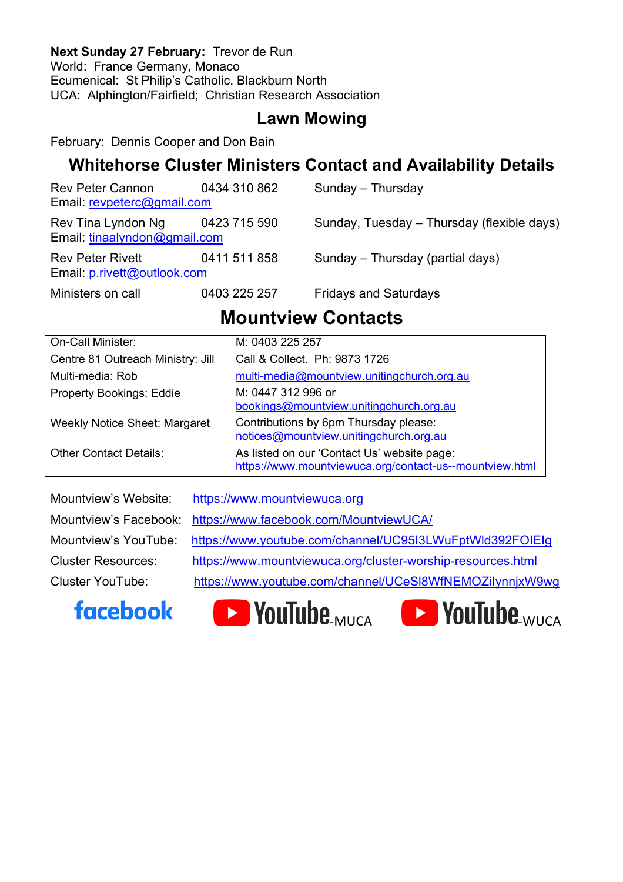**Next Sunday 27 February:** Trevor de Run
World: France Germany, Monaco
Ecumenical: St Philip's Catholic, Blackburn North
UCA: Alphington/Fairfield; Christian Research Association

## Lawn Mowing

February: Dennis Cooper and Don Bain

## Whitehorse Cluster Ministers Contact and Availability Details

| | | |
|---|---|---|
| Rev Peter Cannon<br>Email: revpeterc@gmail.com | 0434 310 862 | Sunday – Thursday |
| Rev Tina Lyndon Ng<br>Email: tinaalyndon@gmail.com | 0423 715 590 | Sunday, Tuesday – Thursday (flexible days) |
| Rev Peter Rivett<br>Email: p.rivett@outlook.com | 0411 511 858 | Sunday – Thursday (partial days) |
| Ministers on call | 0403 225 257 | Fridays and Saturdays |

## Mountview Contacts

| | |
|---|---|
| On-Call Minister: | M: 0403 225 257 |
| Centre 81 Outreach Ministry: Jill | Call & Collect. Ph: 9873 1726 |
| Multi-media: Rob | multi-media@mountview.unitingchurch.org.au |
| Property Bookings: Eddie | M: 0447 312 996 or<br>bookings@mountview.unitingchurch.org.au |
| Weekly Notice Sheet: Margaret | Contributions by 6pm Thursday please:<br>notices@mountview.unitingchurch.org.au |
| Other Contact Details: | As listed on our 'Contact Us' website page:<br>https://www.mountviewuca.org/contact-us--mountview.html |

Mountview's Website: https://www.mountviewuca.org
Mountview's Facebook: https://www.facebook.com/MountviewUCA/
Mountview's YouTube: https://www.youtube.com/channel/UC95I3LWuFptWld392FOIEIg
Cluster Resources: https://www.mountviewuca.org/cluster-worship-resources.html
Cluster YouTube: https://www.youtube.com/channel/UCeSI8WfNEMOZiIynnjxW9wg

facebook YouTube-MUCA YouTube-WUCA